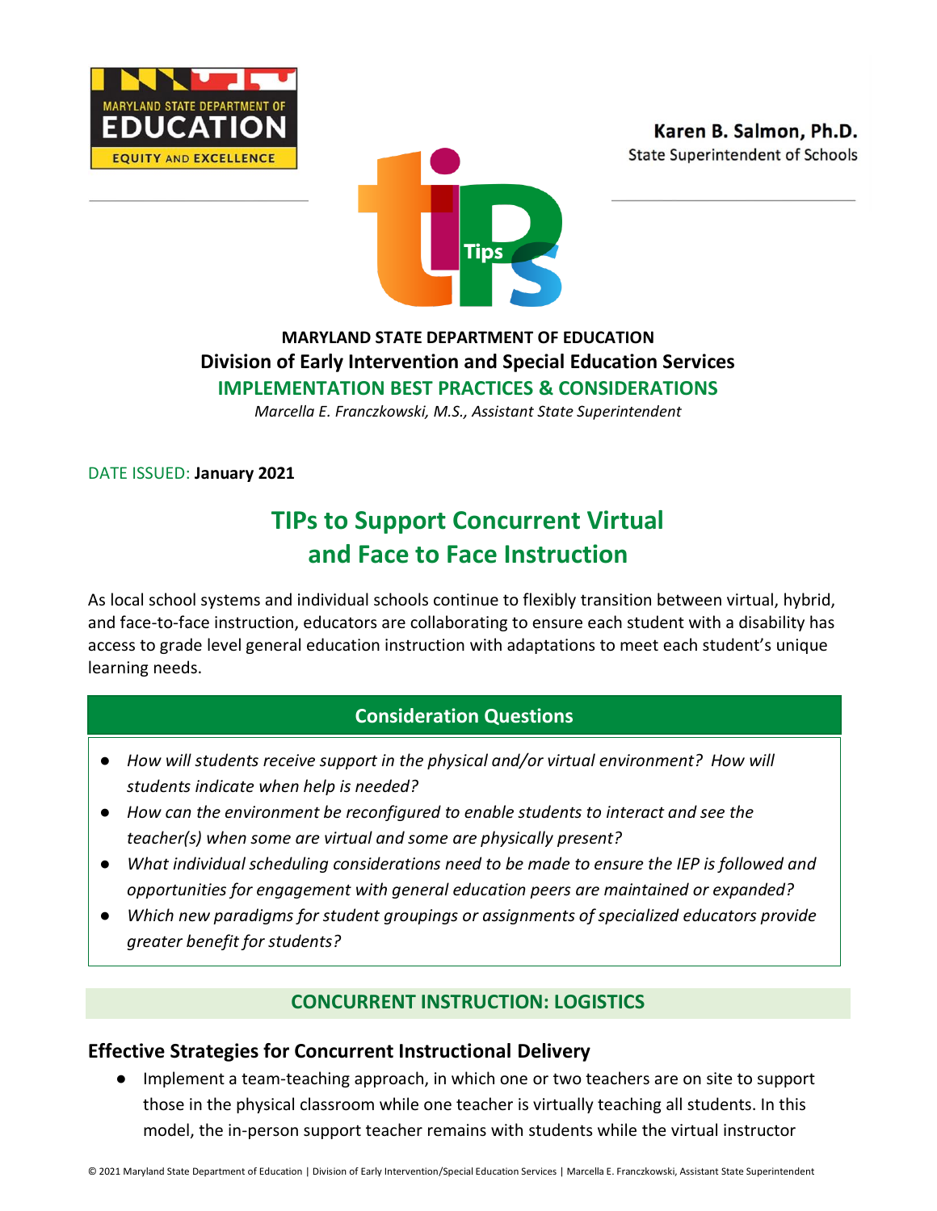MARYLAND STATE DEPARTMENT OF EDUCATION
EQUITY AND EXCELLENCE

**Karen B. Salmon, Ph.D.**
State Superintendent of Schools

**MARYLAND STATE DEPARTMENT OF EDUCATION**
**Division of Early Intervention and Special Education Services**
**IMPLEMENTATION BEST PRACTICES & CONSIDERATIONS**
*Marcella E. Franczkowski, M.S., Assistant State Superintendent*

DATE ISSUED: **January 2021**

# TIPs to Support Concurrent Virtual and Face to Face Instruction

As local school systems and individual schools continue to flexibly transition between virtual, hybrid, and face-to-face instruction, educators are collaborating to ensure each student with a disability has access to grade level general education instruction with adaptations to meet each student's unique learning needs.

## Consideration Questions

- *How will students receive support in the physical and/or virtual environment? How will students indicate when help is needed?*
- *How can the environment be reconfigured to enable students to interact and see the teacher(s) when some are virtual and some are physically present?*
- *What individual scheduling considerations need to be made to ensure the IEP is followed and opportunities for engagement with general education peers are maintained or expanded?*
- *Which new paradigms for student groupings or assignments of specialized educators provide greater benefit for students?*

## CONCURRENT INSTRUCTION: LOGISTICS

### Effective Strategies for Concurrent Instructional Delivery

- Implement a team-teaching approach, in which one or two teachers are on site to support those in the physical classroom while one teacher is virtually teaching all students. In this model, the in-person support teacher remains with students while the virtual instructor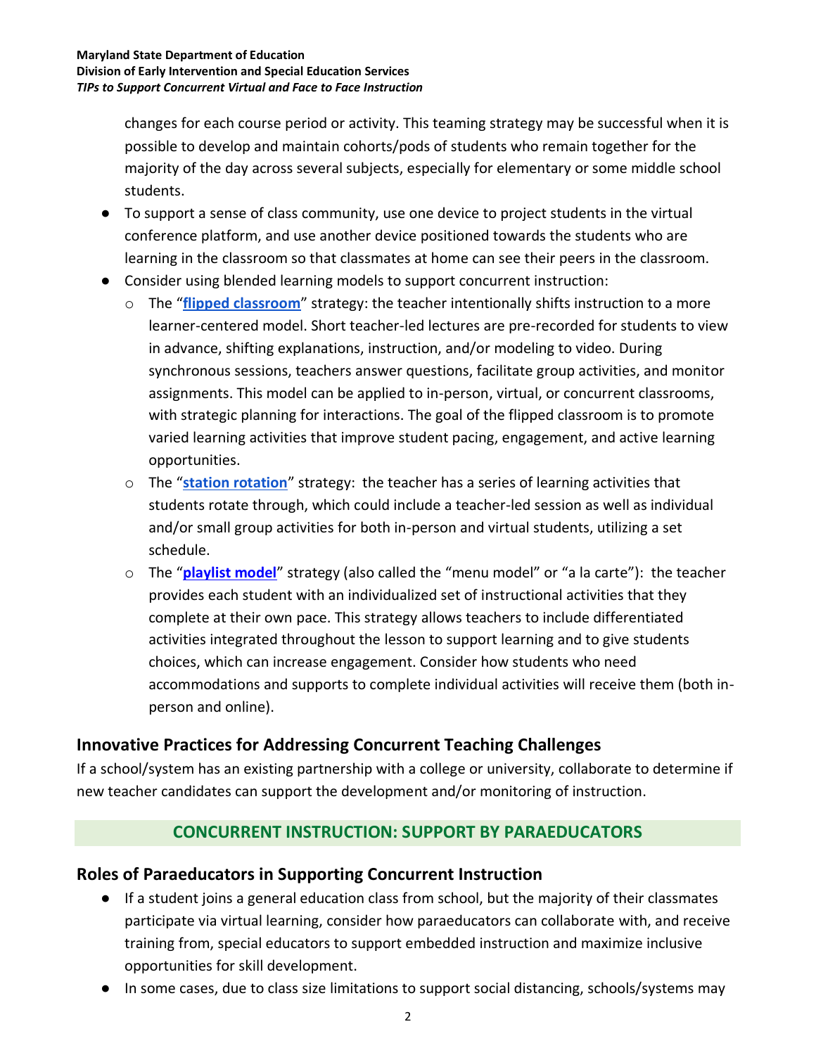changes for each course period or activity. This teaming strategy may be successful when it is possible to develop and maintain cohorts/pods of students who remain together for the majority of the day across several subjects, especially for elementary or some middle school students.

- To support a sense of class community, use one device to project students in the virtual conference platform, and use another device positioned towards the students who are learning in the classroom so that classmates at home can see their peers in the classroom.
- Consider using blended learning models to support concurrent instruction:
  - The "**flipped classroom**" strategy: the teacher intentionally shifts instruction to a more learner-centered model. Short teacher-led lectures are pre-recorded for students to view in advance, shifting explanations, instruction, and/or modeling to video. During synchronous sessions, teachers answer questions, facilitate group activities, and monitor assignments. This model can be applied to in-person, virtual, or concurrent classrooms, with strategic planning for interactions. The goal of the flipped classroom is to promote varied learning activities that improve student pacing, engagement, and active learning opportunities.
  - The "**station rotation**" strategy: the teacher has a series of learning activities that students rotate through, which could include a teacher-led session as well as individual and/or small group activities for both in-person and virtual students, utilizing a set schedule.
  - The "**playlist model**" strategy (also called the "menu model" or "a la carte"): the teacher provides each student with an individualized set of instructional activities that they complete at their own pace. This strategy allows teachers to include differentiated activities integrated throughout the lesson to support learning and to give students choices, which can increase engagement. Consider how students who need accommodations and supports to complete individual activities will receive them (both in-person and online).

## Innovative Practices for Addressing Concurrent Teaching Challenges

If a school/system has an existing partnership with a college or university, collaborate to determine if new teacher candidates can support the development and/or monitoring of instruction.

## CONCURRENT INSTRUCTION: SUPPORT BY PARAEDUCATORS

## Roles of Paraeducators in Supporting Concurrent Instruction

- If a student joins a general education class from school, but the majority of their classmates participate via virtual learning, consider how paraeducators can collaborate with, and receive training from, special educators to support embedded instruction and maximize inclusive opportunities for skill development.
- In some cases, due to class size limitations to support social distancing, schools/systems may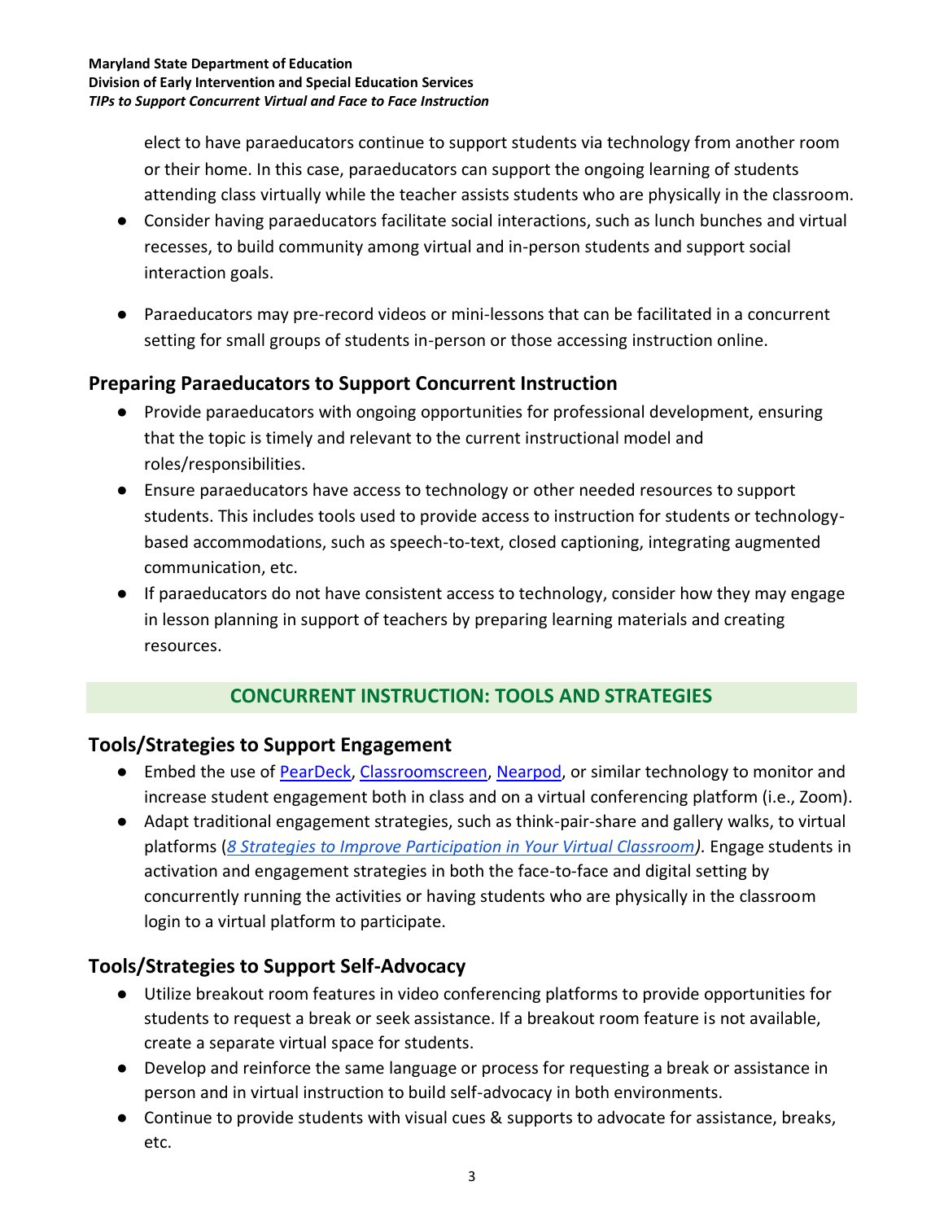elect to have paraeducators continue to support students via technology from another room or their home. In this case, paraeducators can support the ongoing learning of students attending class virtually while the teacher assists students who are physically in the classroom.

- Consider having paraeducators facilitate social interactions, such as lunch bunches and virtual recesses, to build community among virtual and in-person students and support social interaction goals.
- Paraeducators may pre-record videos or mini-lessons that can be facilitated in a concurrent setting for small groups of students in-person or those accessing instruction online.

### Preparing Paraeducators to Support Concurrent Instruction

- Provide paraeducators with ongoing opportunities for professional development, ensuring that the topic is timely and relevant to the current instructional model and roles/responsibilities.
- Ensure paraeducators have access to technology or other needed resources to support students. This includes tools used to provide access to instruction for students or technology-based accommodations, such as speech-to-text, closed captioning, integrating augmented communication, etc.
- If paraeducators do not have consistent access to technology, consider how they may engage in lesson planning in support of teachers by preparing learning materials and creating resources.

## CONCURRENT INSTRUCTION: TOOLS AND STRATEGIES

### Tools/Strategies to Support Engagement

- Embed the use of PearDeck, Classroomscreen, Nearpod, or similar technology to monitor and increase student engagement both in class and on a virtual conferencing platform (i.e., Zoom).
- Adapt traditional engagement strategies, such as think-pair-share and gallery walks, to virtual platforms (*8 Strategies to Improve Participation in Your Virtual Classroom).* Engage students in activation and engagement strategies in both the face-to-face and digital setting by concurrently running the activities or having students who are physically in the classroom login to a virtual platform to participate.

### Tools/Strategies to Support Self-Advocacy

- Utilize breakout room features in video conferencing platforms to provide opportunities for students to request a break or seek assistance. If a breakout room feature is not available, create a separate virtual space for students.
- Develop and reinforce the same language or process for requesting a break or assistance in person and in virtual instruction to build self-advocacy in both environments.
- Continue to provide students with visual cues & supports to advocate for assistance, breaks, etc.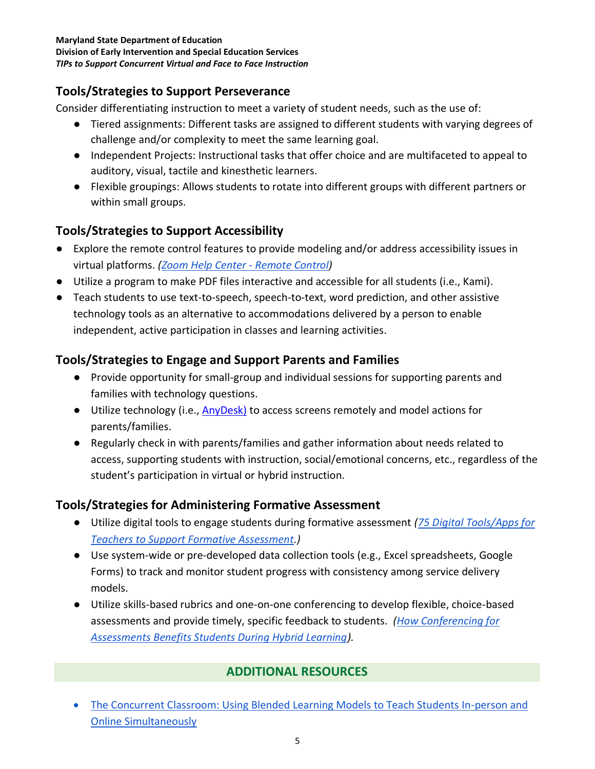## Tools/Strategies to Support Perseverance

Consider differentiating instruction to meet a variety of student needs, such as the use of:

- Tiered assignments: Different tasks are assigned to different students with varying degrees of challenge and/or complexity to meet the same learning goal.
- Independent Projects: Instructional tasks that offer choice and are multifaceted to appeal to auditory, visual, tactile and kinesthetic learners.
- Flexible groupings: Allows students to rotate into different groups with different partners or within small groups.

## Tools/Strategies to Support Accessibility

- Explore the remote control features to provide modeling and/or address accessibility issues in virtual platforms. *(Zoom Help Center - Remote Control)*
- Utilize a program to make PDF files interactive and accessible for all students (i.e., Kami).
- Teach students to use text-to-speech, speech-to-text, word prediction, and other assistive technology tools as an alternative to accommodations delivered by a person to enable independent, active participation in classes and learning activities.

## Tools/Strategies to Engage and Support Parents and Families

- Provide opportunity for small-group and individual sessions for supporting parents and families with technology questions.
- Utilize technology (i.e., AnyDesk) to access screens remotely and model actions for parents/families.
- Regularly check in with parents/families and gather information about needs related to access, supporting students with instruction, social/emotional concerns, etc., regardless of the student's participation in virtual or hybrid instruction.

## Tools/Strategies for Administering Formative Assessment

- Utilize digital tools to engage students during formative assessment *(75 Digital Tools/Apps for Teachers to Support Formative Assessment.)*
- Use system-wide or pre-developed data collection tools (e.g., Excel spreadsheets, Google Forms) to track and monitor student progress with consistency among service delivery models.
- Utilize skills-based rubrics and one-on-one conferencing to develop flexible, choice-based assessments and provide timely, specific feedback to students. *(How Conferencing for Assessments Benefits Students During Hybrid Learning).*

## ADDITIONAL RESOURCES

- The Concurrent Classroom: Using Blended Learning Models to Teach Students In-person and Online Simultaneously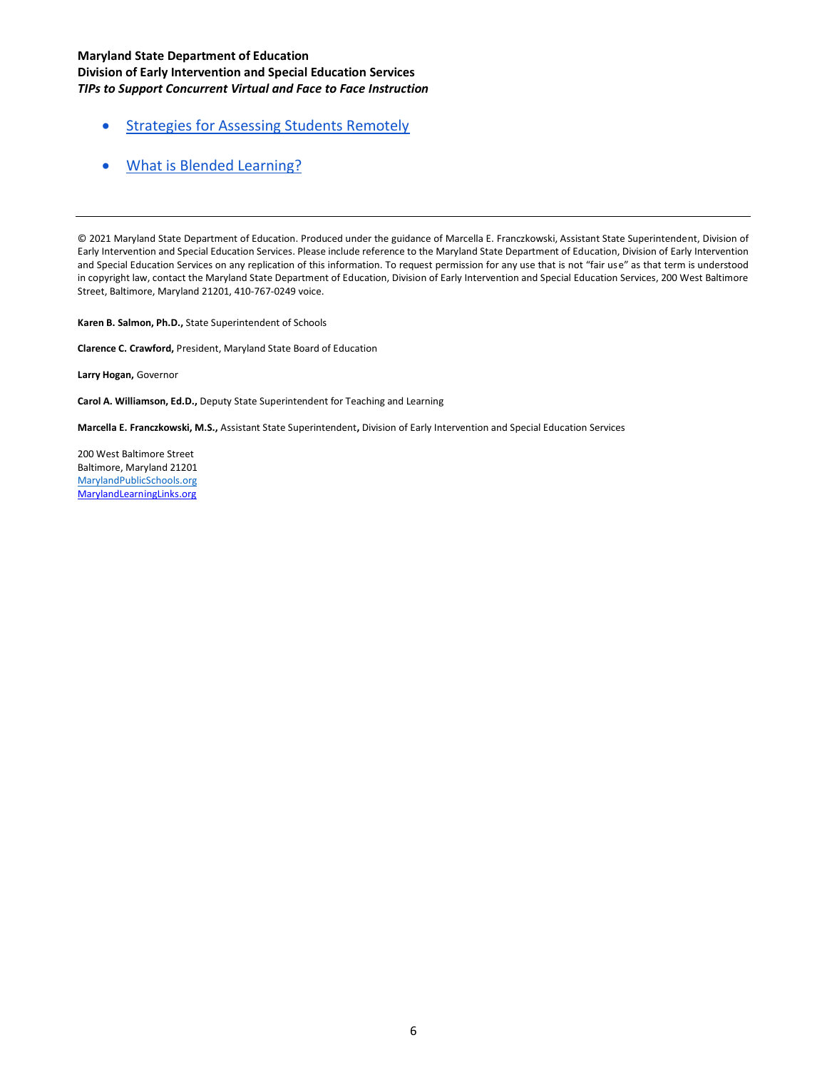- [Strategies for Assessing Students Remotely]
- [What is Blended Learning?]

---

© 2021 Maryland State Department of Education. Produced under the guidance of Marcella E. Franczkowski, Assistant State Superintendent, Division of Early Intervention and Special Education Services. Please include reference to the Maryland State Department of Education, Division of Early Intervention and Special Education Services on any replication of this information. To request permission for any use that is not "fair use" as that term is understood in copyright law, contact the Maryland State Department of Education, Division of Early Intervention and Special Education Services, 200 West Baltimore Street, Baltimore, Maryland 21201, 410-767-0249 voice.

**Karen B. Salmon, Ph.D.,** State Superintendent of Schools

**Clarence C. Crawford,** President, Maryland State Board of Education

**Larry Hogan,** Governor

**Carol A. Williamson, Ed.D.,** Deputy State Superintendent for Teaching and Learning

**Marcella E. Franczkowski, M.S.,** Assistant State Superintendent**,** Division of Early Intervention and Special Education Services

200 West Baltimore Street
Baltimore, Maryland 21201
MarylandPublicSchools.org
MarylandLearningLinks.org